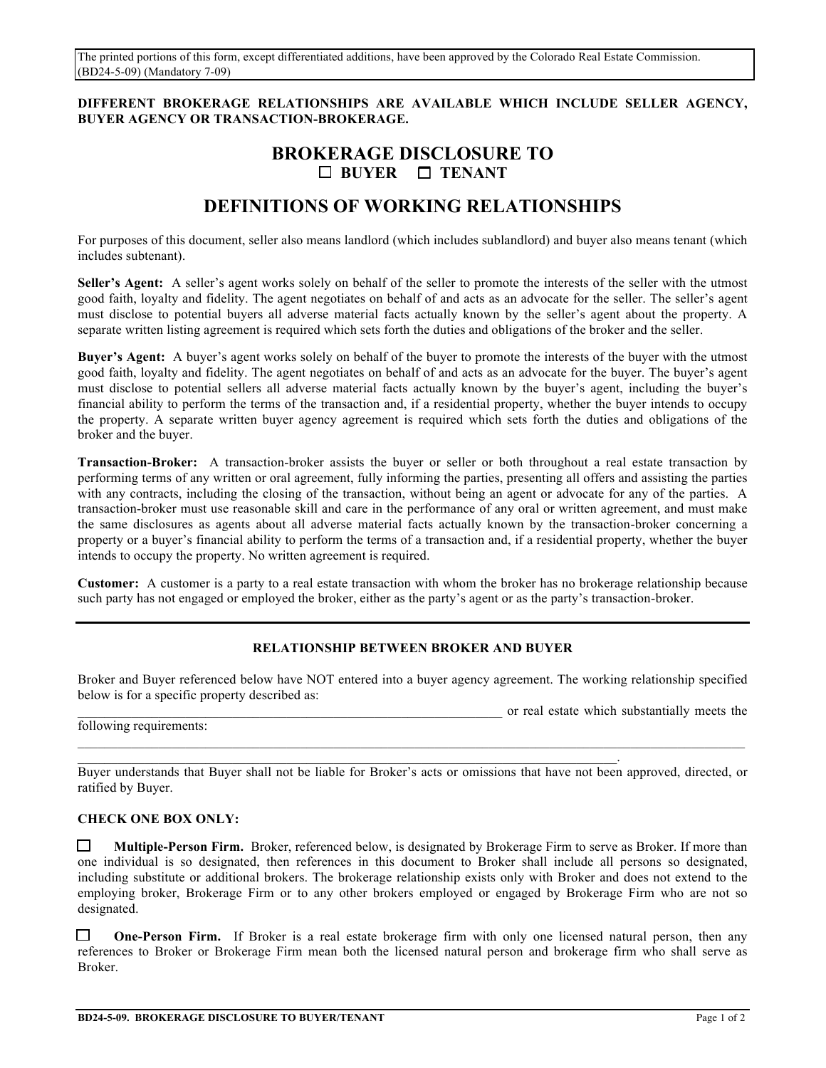The printed portions of this form, except differentiated additions, have been approved by the Colorado Real Estate Commission. (BD24-5-09) (Mandatory 7-09)

**DIFFERENT BROKERAGE RELATIONSHIPS ARE AVAILABLE WHICH INCLUDE SELLER AGENCY, BUYER AGENCY OR TRANSACTION-BROKERAGE.**

# BROKERAGE DISCLOSURE TO

☐ **BUYER** ☐ **TENANT**

# DEFINITIONS OF WORKING RELATIONSHIPS

For purposes of this document, seller also means landlord (which includes sublandlord) and buyer also means tenant (which includes subtenant).

**Seller's Agent:** A seller's agent works solely on behalf of the seller to promote the interests of the seller with the utmost good faith, loyalty and fidelity. The agent negotiates on behalf of and acts as an advocate for the seller. The seller's agent must disclose to potential buyers all adverse material facts actually known by the seller's agent about the property. A separate written listing agreement is required which sets forth the duties and obligations of the broker and the seller.

**Buyer's Agent:** A buyer's agent works solely on behalf of the buyer to promote the interests of the buyer with the utmost good faith, loyalty and fidelity. The agent negotiates on behalf of and acts as an advocate for the buyer. The buyer's agent must disclose to potential sellers all adverse material facts actually known by the buyer's agent, including the buyer's financial ability to perform the terms of the transaction and, if a residential property, whether the buyer intends to occupy the property. A separate written buyer agency agreement is required which sets forth the duties and obligations of the broker and the buyer.

**Transaction-Broker:** A transaction-broker assists the buyer or seller or both throughout a real estate transaction by performing terms of any written or oral agreement, fully informing the parties, presenting all offers and assisting the parties with any contracts, including the closing of the transaction, without being an agent or advocate for any of the parties. A transaction-broker must use reasonable skill and care in the performance of any oral or written agreement, and must make the same disclosures as agents about all adverse material facts actually known by the transaction-broker concerning a property or a buyer's financial ability to perform the terms of a transaction and, if a residential property, whether the buyer intends to occupy the property. No written agreement is required.

**Customer:** A customer is a party to a real estate transaction with whom the broker has no brokerage relationship because such party has not engaged or employed the broker, either as the party's agent or as the party's transaction-broker.

---

### RELATIONSHIP BETWEEN BROKER AND BUYER

Broker and Buyer referenced below have NOT entered into a buyer agency agreement. The working relationship specified below is for a specific property described as:
____________________________________________________________________ or real estate which substantially meets the following requirements:
______________________________________________________________________________________________
________________________________________________________________________________.

Buyer understands that Buyer shall not be liable for Broker's acts or omissions that have not been approved, directed, or ratified by Buyer.

**CHECK ONE BOX ONLY:**

☐ **Multiple-Person Firm.** Broker, referenced below, is designated by Brokerage Firm to serve as Broker. If more than one individual is so designated, then references in this document to Broker shall include all persons so designated, including substitute or additional brokers. The brokerage relationship exists only with Broker and does not extend to the employing broker, Brokerage Firm or to any other brokers employed or engaged by Brokerage Firm who are not so designated.

☐ **One-Person Firm.** If Broker is a real estate brokerage firm with only one licensed natural person, then any references to Broker or Brokerage Firm mean both the licensed natural person and brokerage firm who shall serve as Broker.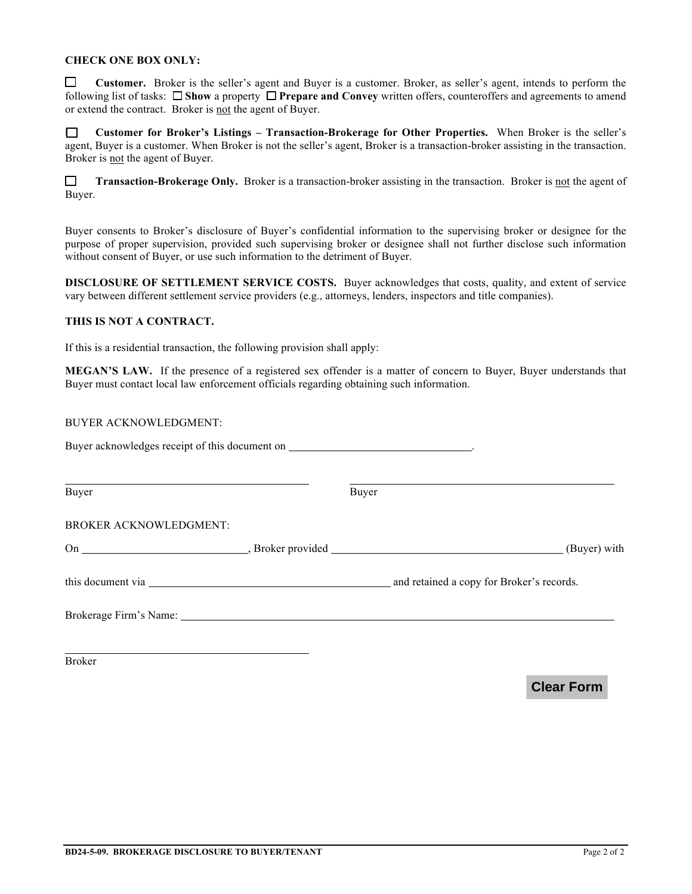**CHECK ONE BOX ONLY:**

☐ **Customer.** Broker is the seller's agent and Buyer is a customer. Broker, as seller's agent, intends to perform the following list of tasks: ☐ **Show** a property ☐ **Prepare and Convey** written offers, counteroffers and agreements to amend or extend the contract. Broker is not the agent of Buyer.

☐ **Customer for Broker's Listings – Transaction-Brokerage for Other Properties.** When Broker is the seller's agent, Buyer is a customer. When Broker is not the seller's agent, Broker is a transaction-broker assisting in the transaction. Broker is not the agent of Buyer.

☐ **Transaction-Brokerage Only.** Broker is a transaction-broker assisting in the transaction. Broker is not the agent of Buyer.

Buyer consents to Broker's disclosure of Buyer's confidential information to the supervising broker or designee for the purpose of proper supervision, provided such supervising broker or designee shall not further disclose such information without consent of Buyer, or use such information to the detriment of Buyer.

**DISCLOSURE OF SETTLEMENT SERVICE COSTS.** Buyer acknowledges that costs, quality, and extent of service vary between different settlement service providers (e.g., attorneys, lenders, inspectors and title companies).

**THIS IS NOT A CONTRACT.**

If this is a residential transaction, the following provision shall apply:

**MEGAN'S LAW.** If the presence of a registered sex offender is a matter of concern to Buyer, Buyer understands that Buyer must contact local law enforcement officials regarding obtaining such information.

BUYER ACKNOWLEDGMENT:

Buyer acknowledges receipt of this document on ________________________________.

______________________________ ______________________________

Buyer Buyer

BROKER ACKNOWLEDGMENT:

On ____________________________, Broker provided ________________________________________ (Buyer) with

this document via ________________________________________ and retained a copy for Broker's records.

Brokerage Firm's Name: ________________________________________________________________________

______________________________

Broker

Clear Form

BD24-5-09. BROKERAGE DISCLOSURE TO BUYER/TENANT